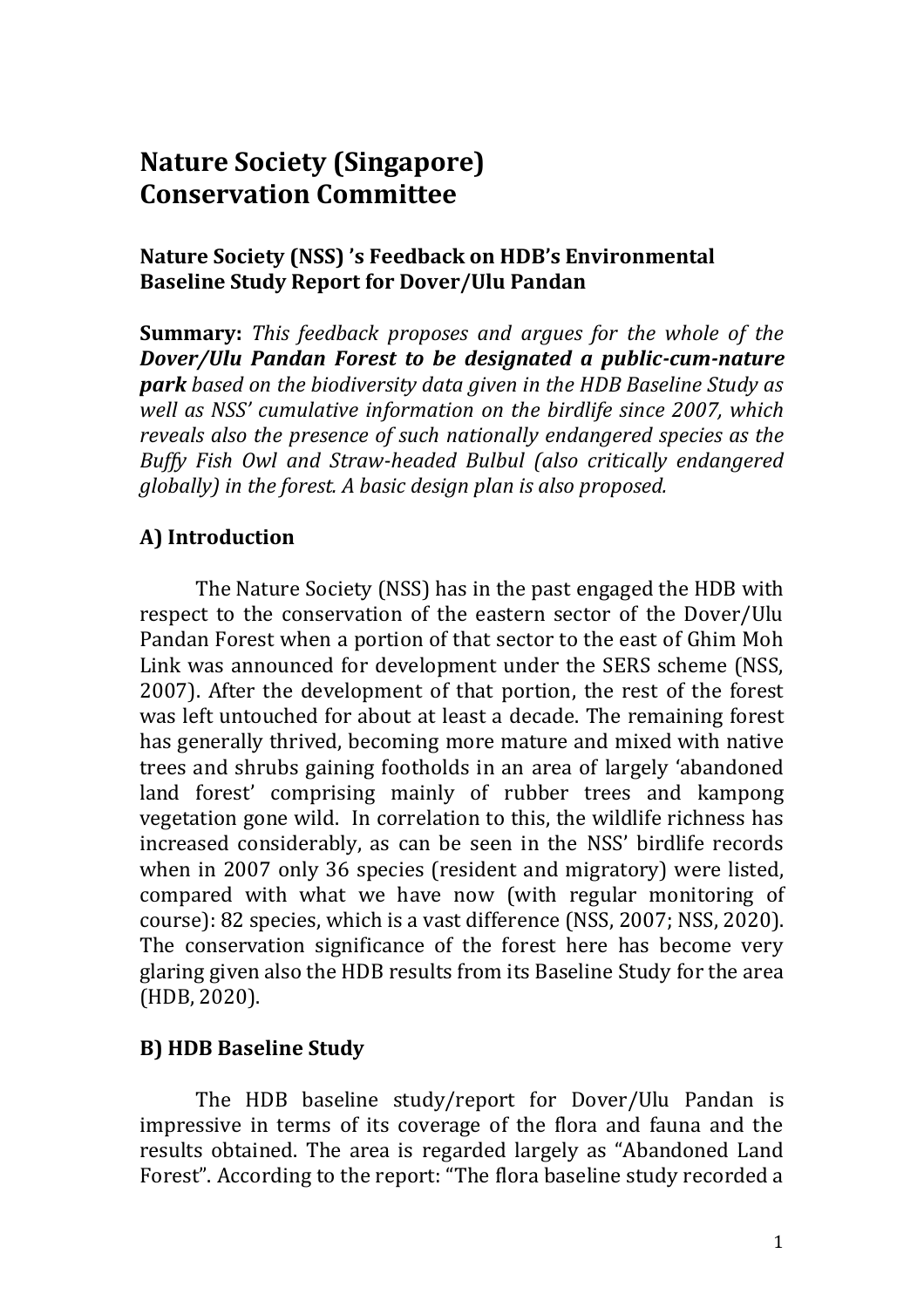# Nature Society (Singapore) Conservation Committee

### Nature Society (NSS) 's Feedback on HDB's Environmental Baseline Study Report for Dover/Ulu Pandan

**Summary:** *This feedback proposes and argues for the whole of the* ***Dover/Ulu Pandan Forest to be designated a public-cum-nature park*** *based on the biodiversity data given in the HDB Baseline Study as well as NSS' cumulative information on the birdlife since 2007, which reveals also the presence of such nationally endangered species as the Buffy Fish Owl and Straw-headed Bulbul (also critically endangered globally) in the forest. A basic design plan is also proposed.*

## A) Introduction

The Nature Society (NSS) has in the past engaged the HDB with respect to the conservation of the eastern sector of the Dover/Ulu Pandan Forest when a portion of that sector to the east of Ghim Moh Link was announced for development under the SERS scheme (NSS, 2007). After the development of that portion, the rest of the forest was left untouched for about at least a decade. The remaining forest has generally thrived, becoming more mature and mixed with native trees and shrubs gaining footholds in an area of largely 'abandoned land forest' comprising mainly of rubber trees and kampong vegetation gone wild. In correlation to this, the wildlife richness has increased considerably, as can be seen in the NSS' birdlife records when in 2007 only 36 species (resident and migratory) were listed, compared with what we have now (with regular monitoring of course): 82 species, which is a vast difference (NSS, 2007; NSS, 2020). The conservation significance of the forest here has become very glaring given also the HDB results from its Baseline Study for the area (HDB, 2020).

## B) HDB Baseline Study

The HDB baseline study/report for Dover/Ulu Pandan is impressive in terms of its coverage of the flora and fauna and the results obtained. The area is regarded largely as "Abandoned Land Forest". According to the report: "The flora baseline study recorded a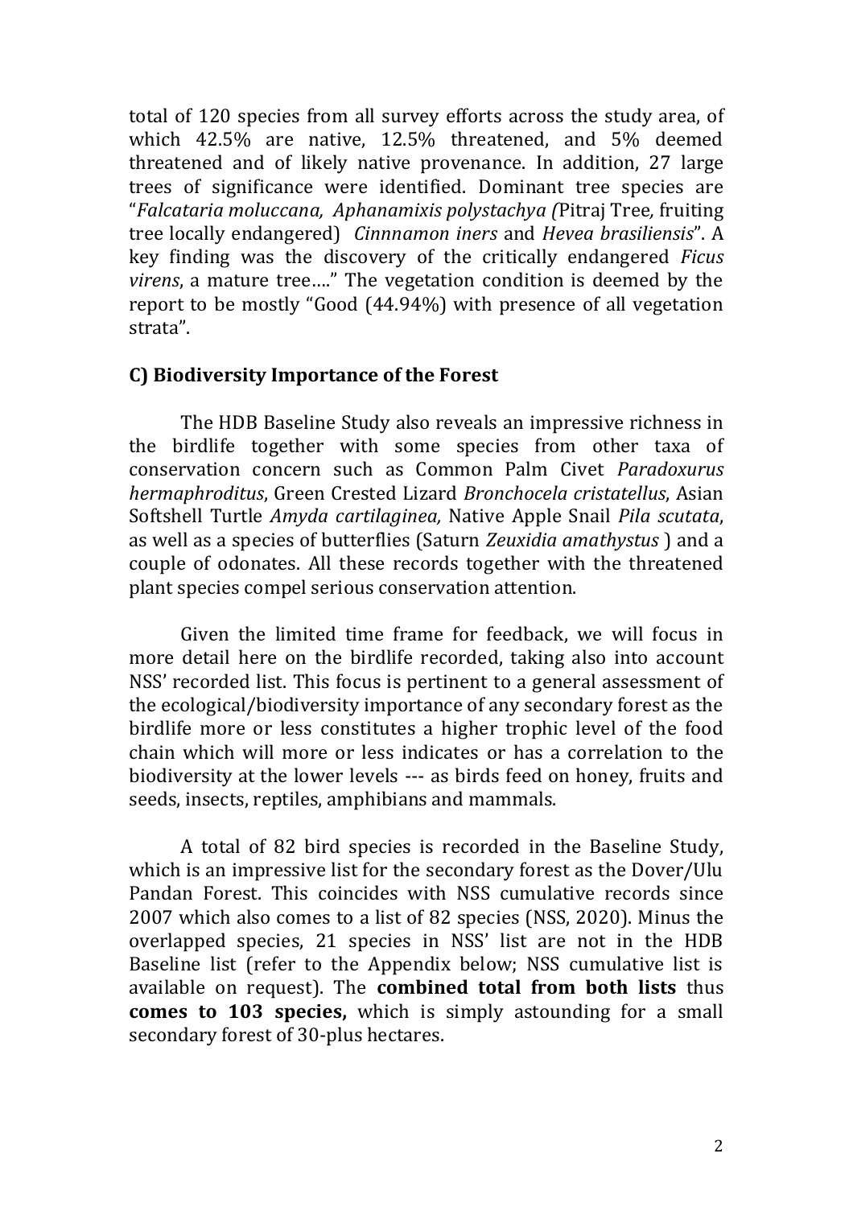total of 120 species from all survey efforts across the study area, of which 42.5% are native, 12.5% threatened, and 5% deemed threatened and of likely native provenance. In addition, 27 large trees of significance were identified. Dominant tree species are "*Falcataria moluccana, Aphanamixis polystachya (*Pitraj Tree*,* fruiting tree locally endangered) *Cinnnamon iners* and *Hevea brasiliensis*". A key finding was the discovery of the critically endangered *Ficus virens*, a mature tree…." The vegetation condition is deemed by the report to be mostly "Good (44.94%) with presence of all vegetation strata".

### C) Biodiversity Importance of the Forest

The HDB Baseline Study also reveals an impressive richness in the birdlife together with some species from other taxa of conservation concern such as Common Palm Civet *Paradoxurus hermaphroditus*, Green Crested Lizard *Bronchocela cristatellus*, Asian Softshell Turtle *Amyda cartilaginea,* Native Apple Snail *Pila scutata*, as well as a species of butterflies (Saturn *Zeuxidia amathystus* ) and a couple of odonates. All these records together with the threatened plant species compel serious conservation attention.

Given the limited time frame for feedback, we will focus in more detail here on the birdlife recorded, taking also into account NSS' recorded list. This focus is pertinent to a general assessment of the ecological/biodiversity importance of any secondary forest as the birdlife more or less constitutes a higher trophic level of the food chain which will more or less indicates or has a correlation to the biodiversity at the lower levels --- as birds feed on honey, fruits and seeds, insects, reptiles, amphibians and mammals.

A total of 82 bird species is recorded in the Baseline Study, which is an impressive list for the secondary forest as the Dover/Ulu Pandan Forest. This coincides with NSS cumulative records since 2007 which also comes to a list of 82 species (NSS, 2020). Minus the overlapped species, 21 species in NSS' list are not in the HDB Baseline list (refer to the Appendix below; NSS cumulative list is available on request). The **combined total from both lists** thus **comes to 103 species,** which is simply astounding for a small secondary forest of 30-plus hectares.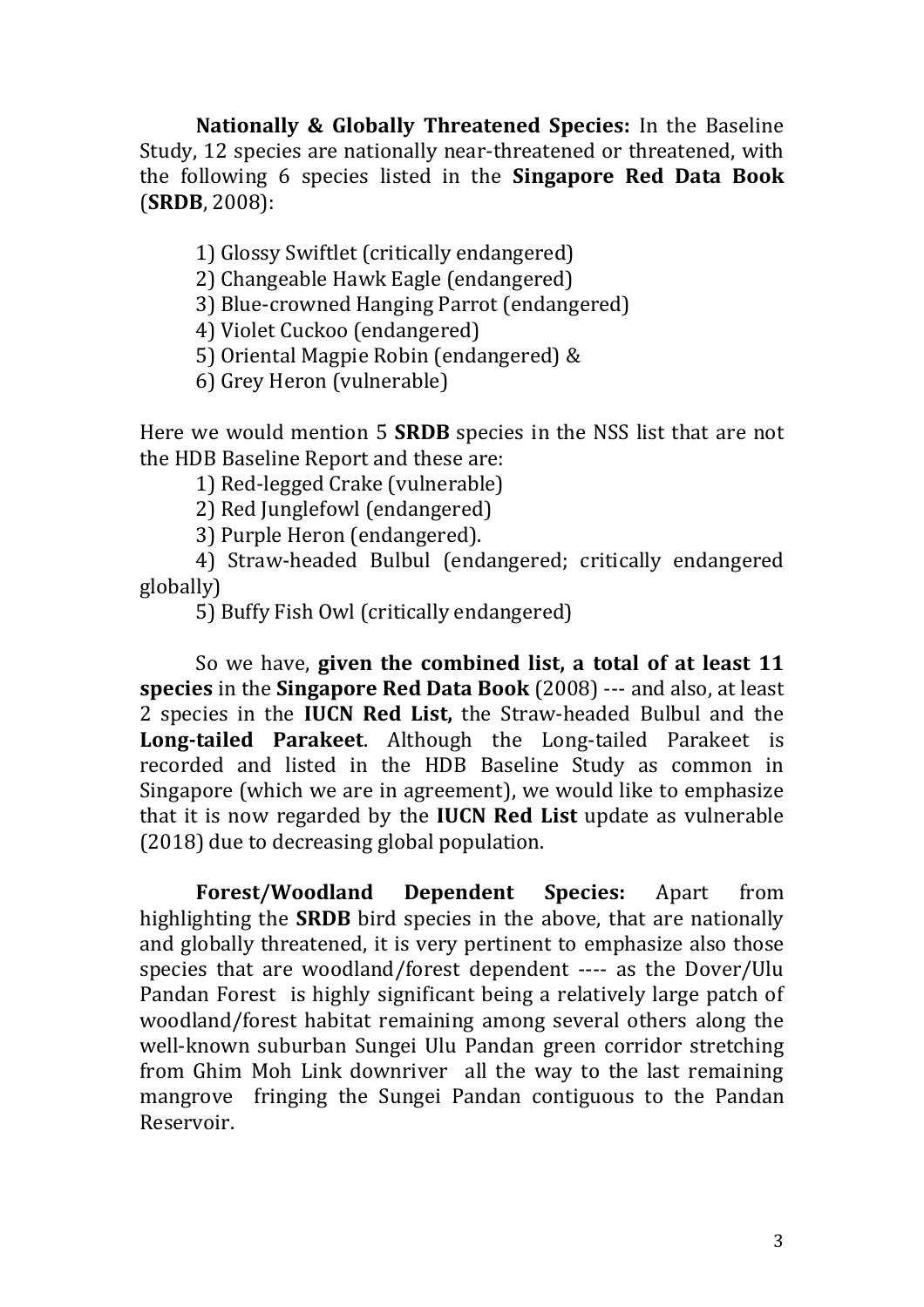**Nationally & Globally Threatened Species:** In the Baseline Study, 12 species are nationally near-threatened or threatened, with the following 6 species listed in the **Singapore Red Data Book** (**SRDB**, 2008):

1) Glossy Swiftlet (critically endangered)
2) Changeable Hawk Eagle (endangered)
3) Blue-crowned Hanging Parrot (endangered)
4) Violet Cuckoo (endangered)
5) Oriental Magpie Robin (endangered) &
6) Grey Heron (vulnerable)

Here we would mention 5 **SRDB** species in the NSS list that are not the HDB Baseline Report and these are:

1) Red-legged Crake (vulnerable)
2) Red Junglefowl (endangered)
3) Purple Heron (endangered).
4) Straw-headed Bulbul (endangered; critically endangered globally)
5) Buffy Fish Owl (critically endangered)

So we have, **given the combined list, a total of at least 11 species** in the **Singapore Red Data Book** (2008) --- and also, at least 2 species in the **IUCN Red List,** the Straw-headed Bulbul and the **Long-tailed Parakeet**. Although the Long-tailed Parakeet is recorded and listed in the HDB Baseline Study as common in Singapore (which we are in agreement), we would like to emphasize that it is now regarded by the **IUCN Red List** update as vulnerable (2018) due to decreasing global population.

**Forest/Woodland Dependent Species:** Apart from highlighting the **SRDB** bird species in the above, that are nationally and globally threatened, it is very pertinent to emphasize also those species that are woodland/forest dependent ---- as the Dover/Ulu Pandan Forest is highly significant being a relatively large patch of woodland/forest habitat remaining among several others along the well-known suburban Sungei Ulu Pandan green corridor stretching from Ghim Moh Link downriver all the way to the last remaining mangrove fringing the Sungei Pandan contiguous to the Pandan Reservoir.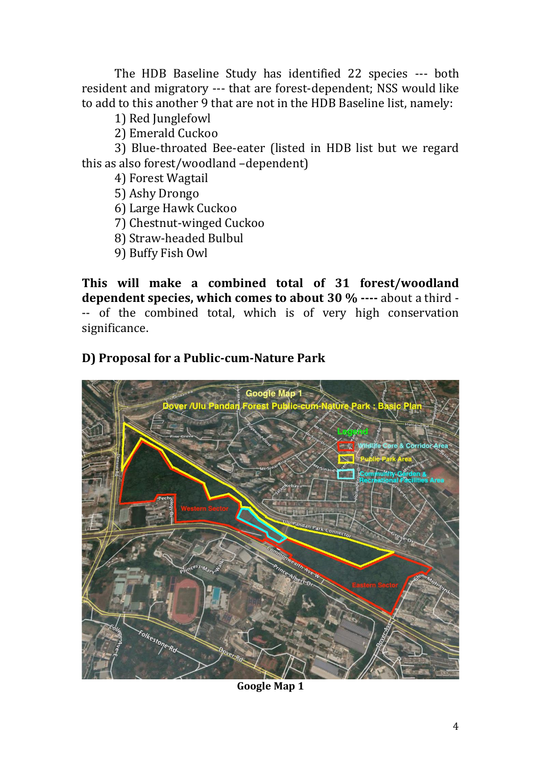The HDB Baseline Study has identified 22 species --- both resident and migratory --- that are forest-dependent; NSS would like to add to this another 9 that are not in the HDB Baseline list, namely:

1) Red Junglefowl
2) Emerald Cuckoo
3) Blue-throated Bee-eater (listed in HDB list but we regard this as also forest/woodland –dependent)
4) Forest Wagtail
5) Ashy Drongo
6) Large Hawk Cuckoo
7) Chestnut-winged Cuckoo
8) Straw-headed Bulbul
9) Buffy Fish Owl

**This will make a combined total of 31 forest/woodland dependent species, which comes to about 30 % ----** about a third --- of the combined total, which is of very high conservation significance.

## D) Proposal for a Public-cum-Nature Park

**Google Map 1**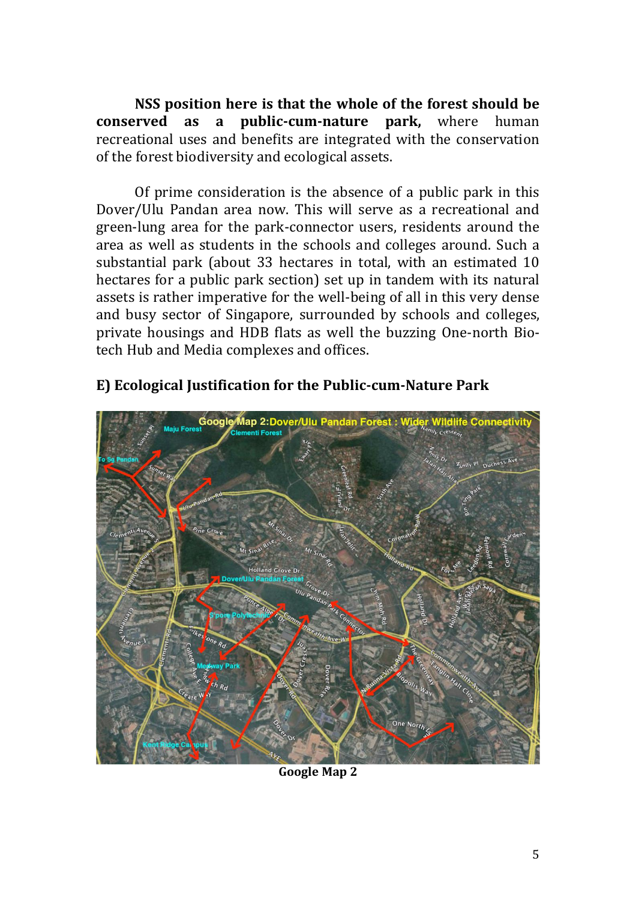**NSS position here is that the whole of the forest should be conserved as a public-cum-nature park,** where human recreational uses and benefits are integrated with the conservation of the forest biodiversity and ecological assets.

Of prime consideration is the absence of a public park in this Dover/Ulu Pandan area now. This will serve as a recreational and green-lung area for the park-connector users, residents around the area as well as students in the schools and colleges around. Such a substantial park (about 33 hectares in total, with an estimated 10 hectares for a public park section) set up in tandem with its natural assets is rather imperative for the well-being of all in this very dense and busy sector of Singapore, surrounded by schools and colleges, private housings and HDB flats as well the buzzing One-north Bio-tech Hub and Media complexes and offices.

## E) Ecological Justification for the Public-cum-Nature Park

Google Map 2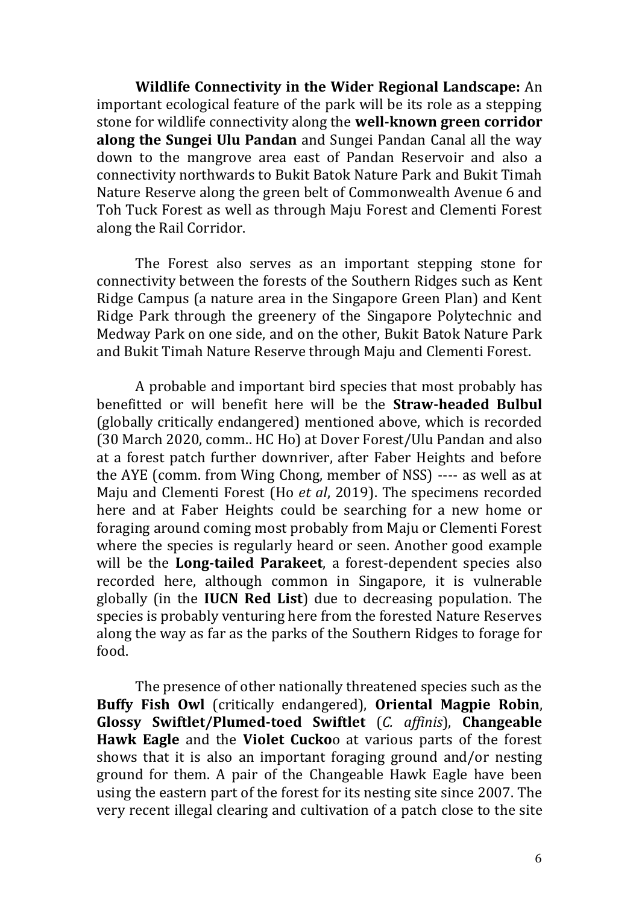**Wildlife Connectivity in the Wider Regional Landscape:** An important ecological feature of the park will be its role as a stepping stone for wildlife connectivity along the **well-known green corridor along the Sungei Ulu Pandan** and Sungei Pandan Canal all the way down to the mangrove area east of Pandan Reservoir and also a connectivity northwards to Bukit Batok Nature Park and Bukit Timah Nature Reserve along the green belt of Commonwealth Avenue 6 and Toh Tuck Forest as well as through Maju Forest and Clementi Forest along the Rail Corridor.

The Forest also serves as an important stepping stone for connectivity between the forests of the Southern Ridges such as Kent Ridge Campus (a nature area in the Singapore Green Plan) and Kent Ridge Park through the greenery of the Singapore Polytechnic and Medway Park on one side, and on the other, Bukit Batok Nature Park and Bukit Timah Nature Reserve through Maju and Clementi Forest.

A probable and important bird species that most probably has benefitted or will benefit here will be the **Straw-headed Bulbul** (globally critically endangered) mentioned above, which is recorded (30 March 2020, comm.. HC Ho) at Dover Forest/Ulu Pandan and also at a forest patch further downriver, after Faber Heights and before the AYE (comm. from Wing Chong, member of NSS) ---- as well as at Maju and Clementi Forest (Ho *et al*, 2019). The specimens recorded here and at Faber Heights could be searching for a new home or foraging around coming most probably from Maju or Clementi Forest where the species is regularly heard or seen. Another good example will be the **Long-tailed Parakeet**, a forest-dependent species also recorded here, although common in Singapore, it is vulnerable globally (in the **IUCN Red List**) due to decreasing population. The species is probably venturing here from the forested Nature Reserves along the way as far as the parks of the Southern Ridges to forage for food.

The presence of other nationally threatened species such as the **Buffy Fish Owl** (critically endangered), **Oriental Magpie Robin**, **Glossy Swiftlet/Plumed-toed Swiftlet** (*C. affinis*), **Changeable Hawk Eagle** and the **Violet Cucko**o at various parts of the forest shows that it is also an important foraging ground and/or nesting ground for them. A pair of the Changeable Hawk Eagle have been using the eastern part of the forest for its nesting site since 2007. The very recent illegal clearing and cultivation of a patch close to the site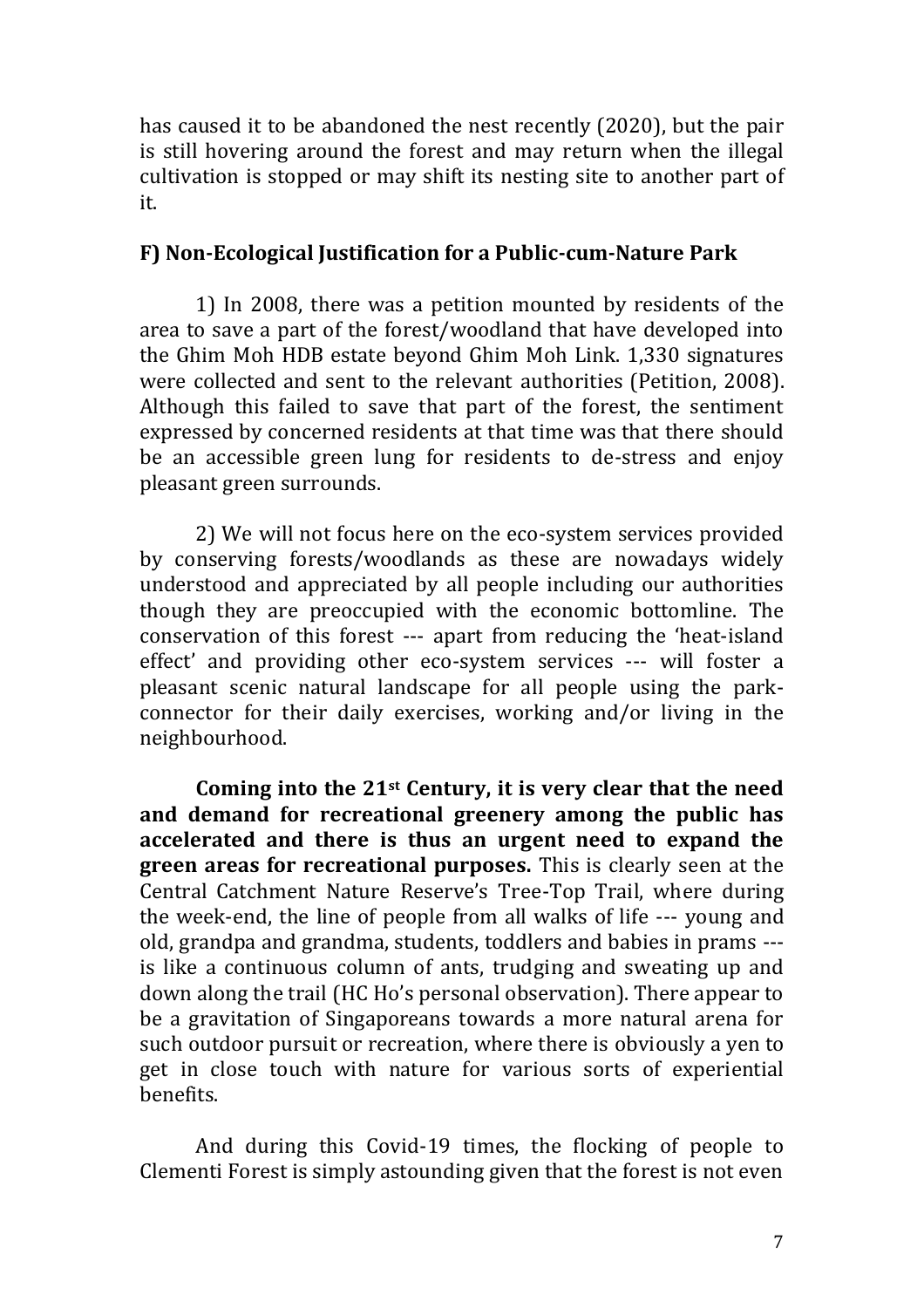has caused it to be abandoned the nest recently (2020), but the pair is still hovering around the forest and may return when the illegal cultivation is stopped or may shift its nesting site to another part of it.

### F) Non-Ecological Justification for a Public-cum-Nature Park

1) In 2008, there was a petition mounted by residents of the area to save a part of the forest/woodland that have developed into the Ghim Moh HDB estate beyond Ghim Moh Link. 1,330 signatures were collected and sent to the relevant authorities (Petition, 2008). Although this failed to save that part of the forest, the sentiment expressed by concerned residents at that time was that there should be an accessible green lung for residents to de-stress and enjoy pleasant green surrounds.

2) We will not focus here on the eco-system services provided by conserving forests/woodlands as these are nowadays widely understood and appreciated by all people including our authorities though they are preoccupied with the economic bottomline. The conservation of this forest --- apart from reducing the 'heat-island effect' and providing other eco-system services --- will foster a pleasant scenic natural landscape for all people using the park-connector for their daily exercises, working and/or living in the neighbourhood.

**Coming into the 21st Century, it is very clear that the need and demand for recreational greenery among the public has accelerated and there is thus an urgent need to expand the green areas for recreational purposes.** This is clearly seen at the Central Catchment Nature Reserve's Tree-Top Trail, where during the week-end, the line of people from all walks of life --- young and old, grandpa and grandma, students, toddlers and babies in prams --- is like a continuous column of ants, trudging and sweating up and down along the trail (HC Ho's personal observation). There appear to be a gravitation of Singaporeans towards a more natural arena for such outdoor pursuit or recreation, where there is obviously a yen to get in close touch with nature for various sorts of experiential benefits.

And during this Covid-19 times, the flocking of people to Clementi Forest is simply astounding given that the forest is not even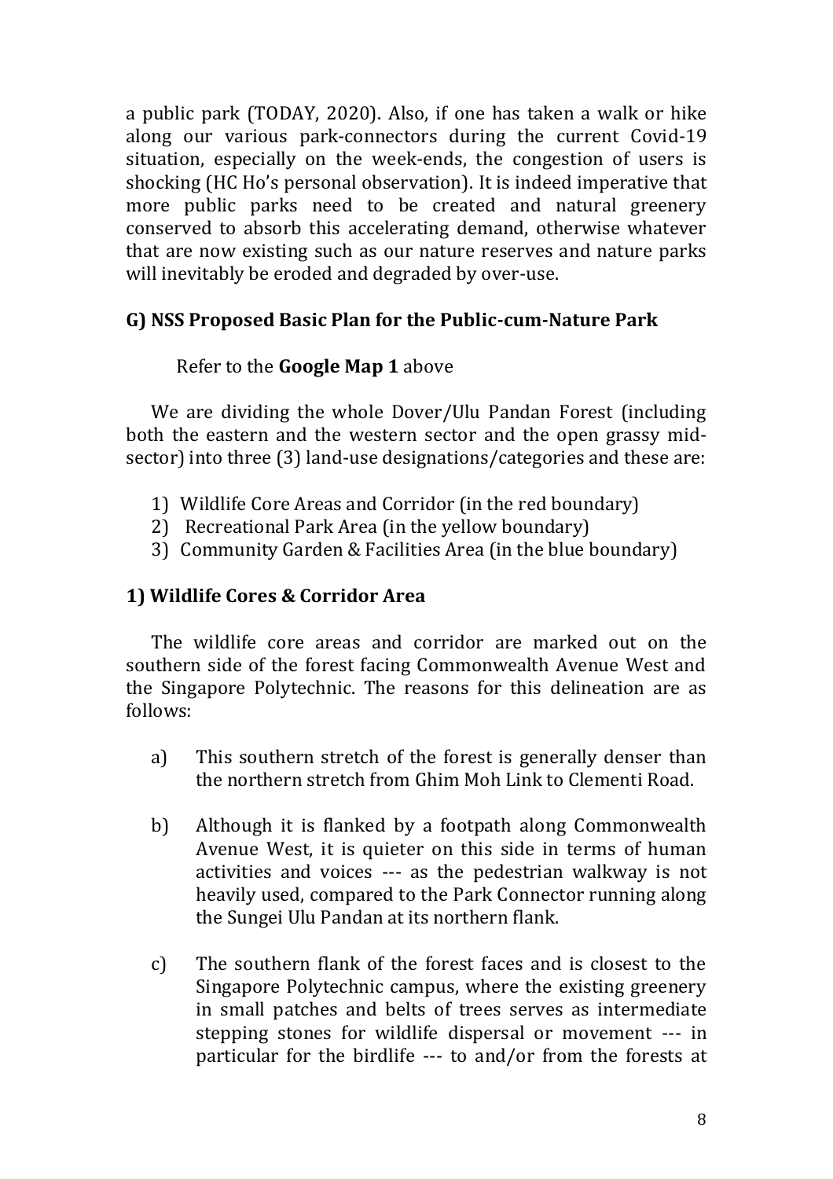a public park (TODAY, 2020). Also, if one has taken a walk or hike along our various park-connectors during the current Covid-19 situation, especially on the week-ends, the congestion of users is shocking (HC Ho's personal observation). It is indeed imperative that more public parks need to be created and natural greenery conserved to absorb this accelerating demand, otherwise whatever that are now existing such as our nature reserves and nature parks will inevitably be eroded and degraded by over-use.

## G) NSS Proposed Basic Plan for the Public-cum-Nature Park

Refer to the **Google Map 1** above

We are dividing the whole Dover/Ulu Pandan Forest (including both the eastern and the western sector and the open grassy mid-sector) into three (3) land-use designations/categories and these are:

1) Wildlife Core Areas and Corridor (in the red boundary)
2) Recreational Park Area (in the yellow boundary)
3) Community Garden & Facilities Area (in the blue boundary)

### 1) Wildlife Cores & Corridor Area

The wildlife core areas and corridor are marked out on the southern side of the forest facing Commonwealth Avenue West and the Singapore Polytechnic. The reasons for this delineation are as follows:

a) This southern stretch of the forest is generally denser than the northern stretch from Ghim Moh Link to Clementi Road.

b) Although it is flanked by a footpath along Commonwealth Avenue West, it is quieter on this side in terms of human activities and voices --- as the pedestrian walkway is not heavily used, compared to the Park Connector running along the Sungei Ulu Pandan at its northern flank.

c) The southern flank of the forest faces and is closest to the Singapore Polytechnic campus, where the existing greenery in small patches and belts of trees serves as intermediate stepping stones for wildlife dispersal or movement --- in particular for the birdlife --- to and/or from the forests at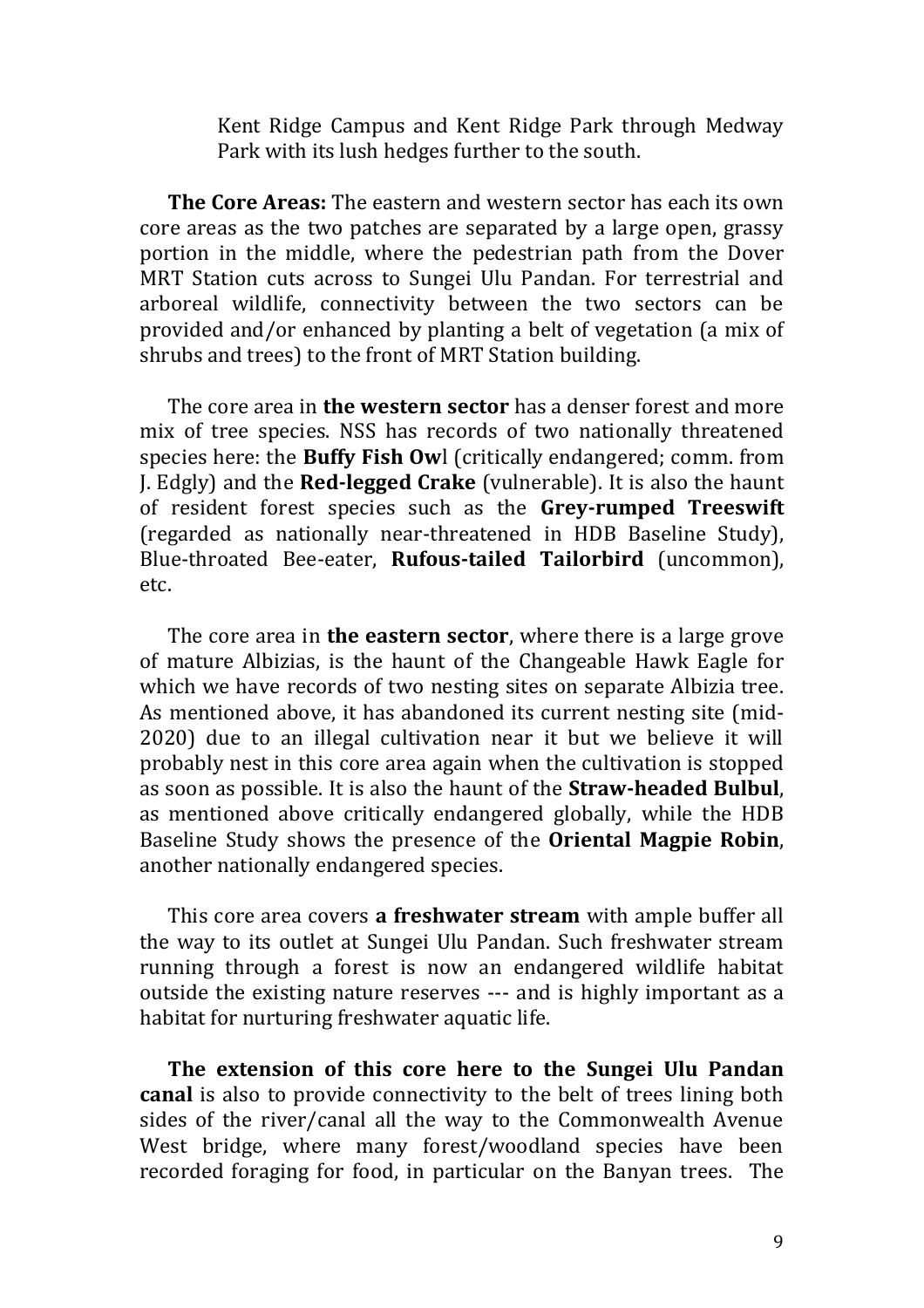Kent Ridge Campus and Kent Ridge Park through Medway Park with its lush hedges further to the south.

**The Core Areas:** The eastern and western sector has each its own core areas as the two patches are separated by a large open, grassy portion in the middle, where the pedestrian path from the Dover MRT Station cuts across to Sungei Ulu Pandan. For terrestrial and arboreal wildlife, connectivity between the two sectors can be provided and/or enhanced by planting a belt of vegetation (a mix of shrubs and trees) to the front of MRT Station building.

The core area in **the western sector** has a denser forest and more mix of tree species. NSS has records of two nationally threatened species here: the **Buffy Fish Ow**l (critically endangered; comm. from J. Edgly) and the **Red-legged Crake** (vulnerable). It is also the haunt of resident forest species such as the **Grey-rumped Treeswift** (regarded as nationally near-threatened in HDB Baseline Study), Blue-throated Bee-eater, **Rufous-tailed Tailorbird** (uncommon), etc.

The core area in **the eastern sector**, where there is a large grove of mature Albizias, is the haunt of the Changeable Hawk Eagle for which we have records of two nesting sites on separate Albizia tree. As mentioned above, it has abandoned its current nesting site (mid-2020) due to an illegal cultivation near it but we believe it will probably nest in this core area again when the cultivation is stopped as soon as possible. It is also the haunt of the **Straw-headed Bulbul**, as mentioned above critically endangered globally, while the HDB Baseline Study shows the presence of the **Oriental Magpie Robin**, another nationally endangered species.

This core area covers **a freshwater stream** with ample buffer all the way to its outlet at Sungei Ulu Pandan. Such freshwater stream running through a forest is now an endangered wildlife habitat outside the existing nature reserves --- and is highly important as a habitat for nurturing freshwater aquatic life.

**The extension of this core here to the Sungei Ulu Pandan canal** is also to provide connectivity to the belt of trees lining both sides of the river/canal all the way to the Commonwealth Avenue West bridge, where many forest/woodland species have been recorded foraging for food, in particular on the Banyan trees. The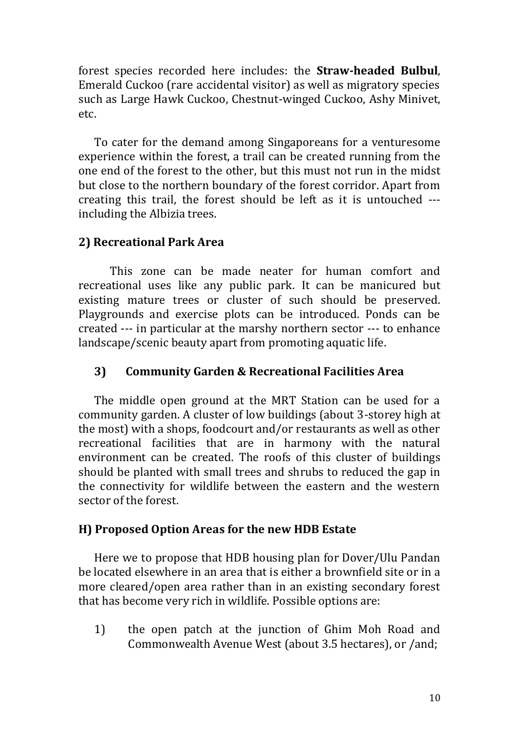forest species recorded here includes: the **Straw-headed Bulbul**, Emerald Cuckoo (rare accidental visitor) as well as migratory species such as Large Hawk Cuckoo, Chestnut-winged Cuckoo, Ashy Minivet, etc.

To cater for the demand among Singaporeans for a venturesome experience within the forest, a trail can be created running from the one end of the forest to the other, but this must not run in the midst but close to the northern boundary of the forest corridor. Apart from creating this trail, the forest should be left as it is untouched --- including the Albizia trees.

### 2) Recreational Park Area

This zone can be made neater for human comfort and recreational uses like any public park. It can be manicured but existing mature trees or cluster of such should be preserved. Playgrounds and exercise plots can be introduced. Ponds can be created --- in particular at the marshy northern sector --- to enhance landscape/scenic beauty apart from promoting aquatic life.

### 3) Community Garden & Recreational Facilities Area

The middle open ground at the MRT Station can be used for a community garden. A cluster of low buildings (about 3-storey high at the most) with a shops, foodcourt and/or restaurants as well as other recreational facilities that are in harmony with the natural environment can be created. The roofs of this cluster of buildings should be planted with small trees and shrubs to reduced the gap in the connectivity for wildlife between the eastern and the western sector of the forest.

## H) Proposed Option Areas for the new HDB Estate

Here we to propose that HDB housing plan for Dover/Ulu Pandan be located elsewhere in an area that is either a brownfield site or in a more cleared/open area rather than in an existing secondary forest that has become very rich in wildlife. Possible options are:

1) the open patch at the junction of Ghim Moh Road and Commonwealth Avenue West (about 3.5 hectares), or /and;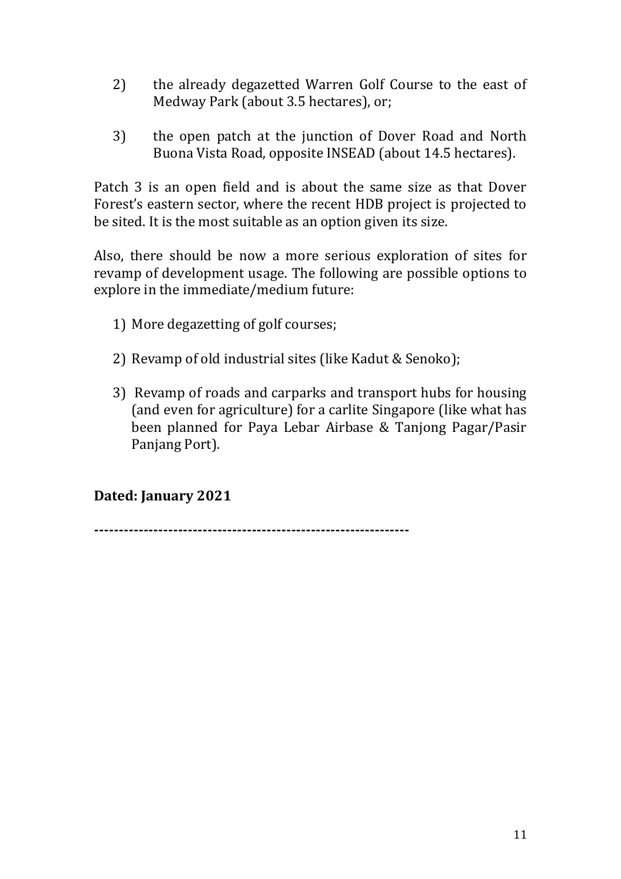2) the already degazetted Warren Golf Course to the east of Medway Park (about 3.5 hectares), or;

3) the open patch at the junction of Dover Road and North Buona Vista Road, opposite INSEAD (about 14.5 hectares).

Patch 3 is an open field and is about the same size as that Dover Forest's eastern sector, where the recent HDB project is projected to be sited. It is the most suitable as an option given its size.

Also, there should be now a more serious exploration of sites for revamp of development usage. The following are possible options to explore in the immediate/medium future:

1) More degazetting of golf courses;

2) Revamp of old industrial sites (like Kadut & Senoko);

3) Revamp of roads and carparks and transport hubs for housing (and even for agriculture) for a carlite Singapore (like what has been planned for Paya Lebar Airbase & Tanjong Pagar/Pasir Panjang Port).

**Dated: January 2021**

**---------------------------------------------------------------**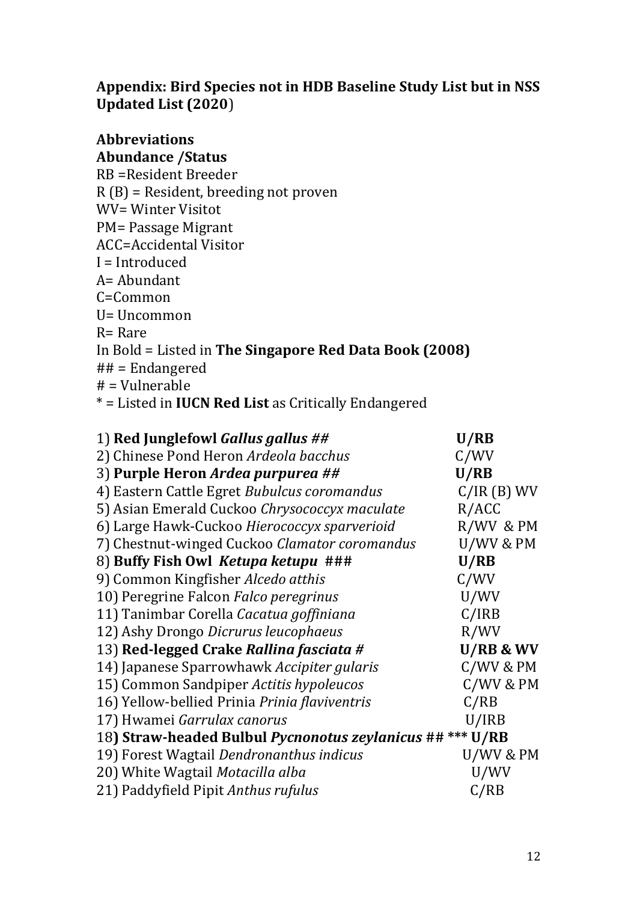**Appendix: Bird Species not in HDB Baseline Study List but in NSS Updated List (2020**)

**Abbreviations**

**Abundance /Status**

RB =Resident Breeder
R (B) = Resident, breeding not proven
WV= Winter Visitot
PM= Passage Migrant
ACC=Accidental Visitor
I = Introduced
A= Abundant
C=Common
U= Uncommon
R= Rare
In Bold = Listed in **The Singapore Red Data Book (2008)**
## = Endangered
# = Vulnerable
* = Listed in **IUCN Red List** as Critically Endangered

| Species | Status |
|---|---|
| 1) **Red Junglefowl *Gallus gallus ##*** | **U/RB** |
| 2) Chinese Pond Heron *Ardeola bacchus* | C/WV |
| 3) **Purple Heron *Ardea purpurea ##*** | **U/RB** |
| 4) Eastern Cattle Egret *Bubulcus coromandus* | C/IR (B) WV |
| 5) Asian Emerald Cuckoo *Chrysococcyx maculate* | R/ACC |
| 6) Large Hawk-Cuckoo *Hierococcyx sparverioid* | R/WV & PM |
| 7) Chestnut-winged Cuckoo *Clamator coromandus* | U/WV & PM |
| 8) **Buffy Fish Owl *Ketupa ketupu* ###** | **U/RB** |
| 9) Common Kingfisher *Alcedo atthis* | C/WV |
| 10) Peregrine Falcon *Falco peregrinus* | U/WV |
| 11) Tanimbar Corella *Cacatua goffiniana* | C/IRB |
| 12) Ashy Drongo *Dicrurus leucophaeus* | R/WV |
| 13) **Red-legged Crake *Rallina fasciata #*** | **U/RB & WV** |
| 14) Japanese Sparrowhawk *Accipiter gularis* | C/WV & PM |
| 15) Common Sandpiper *Actitis hypoleucos* | C/WV & PM |
| 16) Yellow-bellied Prinia *Prinia flaviventris* | C/RB |
| 17) Hwamei *Garrulax canorus* | U/IRB |
| 18**) Straw-headed Bulbul *Pycnonotus zeylanicus* ## \*\*\*** | **U/RB** |
| 19) Forest Wagtail *Dendronanthus indicus* | U/WV & PM |
| 20) White Wagtail *Motacilla alba* | U/WV |
| 21) Paddyfield Pipit *Anthus rufulus* | C/RB |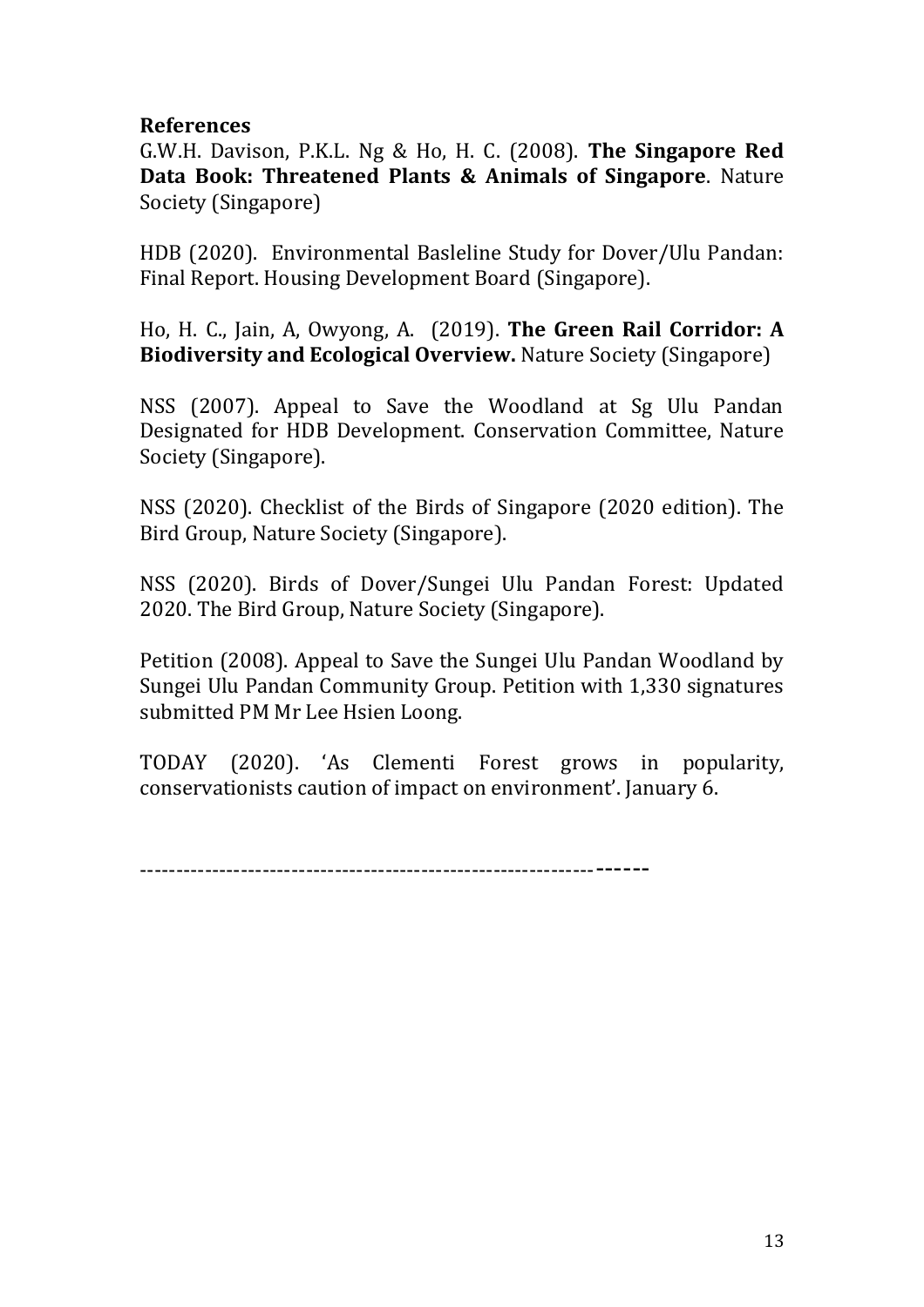**References**

G.W.H. Davison, P.K.L. Ng & Ho, H. C. (2008). **The Singapore Red Data Book: Threatened Plants & Animals of Singapore**. Nature Society (Singapore)

HDB (2020). Environmental Basleline Study for Dover/Ulu Pandan: Final Report. Housing Development Board (Singapore).

Ho, H. C., Jain, A, Owyong, A. (2019). **The Green Rail Corridor: A Biodiversity and Ecological Overview.** Nature Society (Singapore)

NSS (2007). Appeal to Save the Woodland at Sg Ulu Pandan Designated for HDB Development. Conservation Committee, Nature Society (Singapore).

NSS (2020). Checklist of the Birds of Singapore (2020 edition). The Bird Group, Nature Society (Singapore).

NSS (2020). Birds of Dover/Sungei Ulu Pandan Forest: Updated 2020. The Bird Group, Nature Society (Singapore).

Petition (2008). Appeal to Save the Sungei Ulu Pandan Woodland by Sungei Ulu Pandan Community Group. Petition with 1,330 signatures submitted PM Mr Lee Hsien Loong.

TODAY (2020). 'As Clementi Forest grows in popularity, conservationists caution of impact on environment'. January 6.

------------------------------------------------------------------